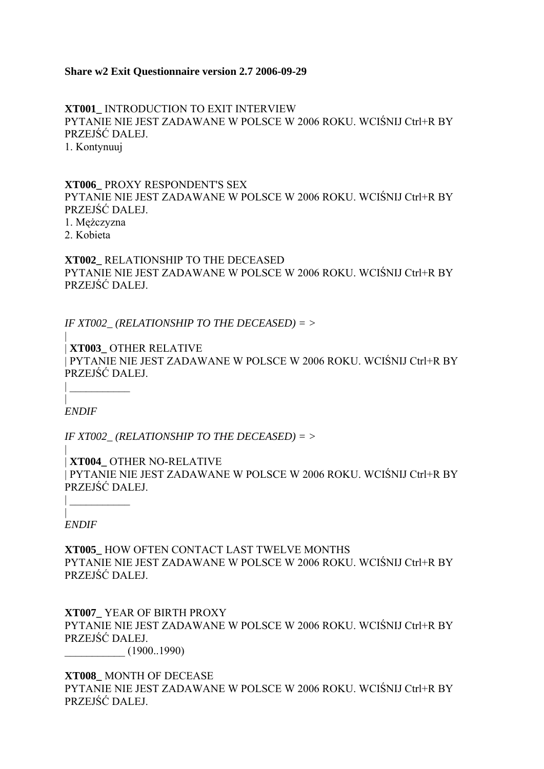**Share w2 Exit Questionnaire version 2.7 2006-09-29**

**XT001_** INTRODUCTION TO EXIT INTERVIEW
PYTANIE NIE JEST ZADAWANE W POLSCE W 2006 ROKU. WCIŚNIJ Ctrl+R BY PRZEJŚĆ DALEJ.
1. Kontynuuj

**XT006_** PROXY RESPONDENT'S SEX
PYTANIE NIE JEST ZADAWANE W POLSCE W 2006 ROKU. WCIŚNIJ Ctrl+R BY PRZEJŚĆ DALEJ.
1. Mężczyzna
2. Kobieta

**XT002_** RELATIONSHIP TO THE DECEASED
PYTANIE NIE JEST ZADAWANE W POLSCE W 2006 ROKU. WCIŚNIJ Ctrl+R BY PRZEJŚĆ DALEJ.

*IF XT002_ (RELATIONSHIP TO THE DECEASED) = >*
|
| **XT003_** OTHER RELATIVE
| PYTANIE NIE JEST ZADAWANE W POLSCE W 2006 ROKU. WCIŚNIJ Ctrl+R BY PRZEJŚĆ DALEJ.
| ___________
|
*ENDIF*

*IF XT002_ (RELATIONSHIP TO THE DECEASED) = >*
|
| **XT004_** OTHER NO-RELATIVE
| PYTANIE NIE JEST ZADAWANE W POLSCE W 2006 ROKU. WCIŚNIJ Ctrl+R BY PRZEJŚĆ DALEJ.
| ___________
|
*ENDIF*

**XT005_** HOW OFTEN CONTACT LAST TWELVE MONTHS
PYTANIE NIE JEST ZADAWANE W POLSCE W 2006 ROKU. WCIŚNIJ Ctrl+R BY PRZEJŚĆ DALEJ.

**XT007_** YEAR OF BIRTH PROXY
PYTANIE NIE JEST ZADAWANE W POLSCE W 2006 ROKU. WCIŚNIJ Ctrl+R BY PRZEJŚĆ DALEJ.
___________ (1900..1990)

**XT008_** MONTH OF DECEASE
PYTANIE NIE JEST ZADAWANE W POLSCE W 2006 ROKU. WCIŚNIJ Ctrl+R BY PRZEJŚĆ DALEJ.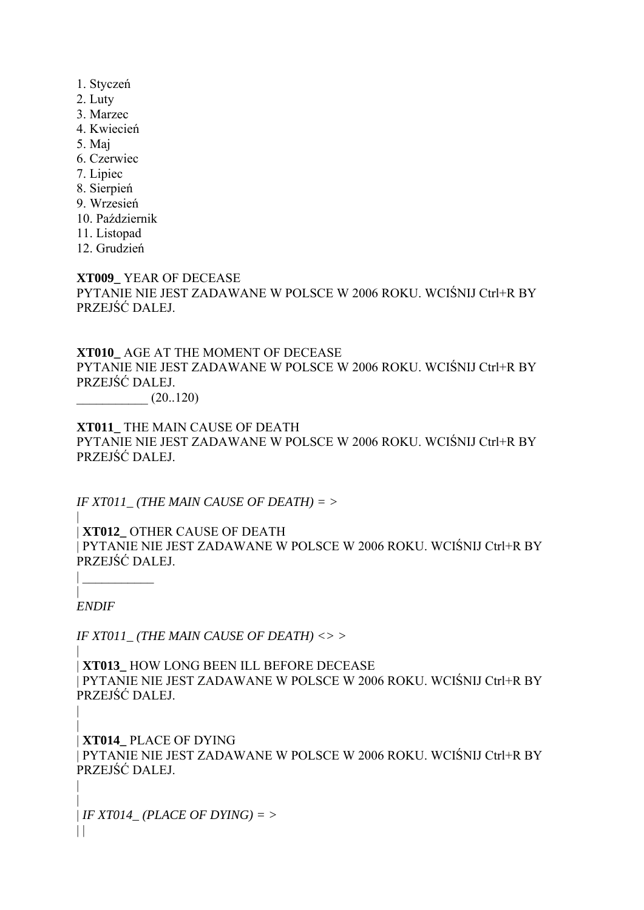1. Styczeń
2. Luty
3. Marzec
4. Kwiecień
5. Maj
6. Czerwiec
7. Lipiec
8. Sierpień
9. Wrzesień
10. Październik
11. Listopad
12. Grudzień

**XT009_** YEAR OF DECEASE
PYTANIE NIE JEST ZADAWANE W POLSCE W 2006 ROKU. WCIŚNIJ Ctrl+R BY PRZEJŚĆ DALEJ.

**XT010_** AGE AT THE MOMENT OF DECEASE
PYTANIE NIE JEST ZADAWANE W POLSCE W 2006 ROKU. WCIŚNIJ Ctrl+R BY PRZEJŚĆ DALEJ.
___________ (20..120)

**XT011_** THE MAIN CAUSE OF DEATH
PYTANIE NIE JEST ZADAWANE W POLSCE W 2006 ROKU. WCIŚNIJ Ctrl+R BY PRZEJŚĆ DALEJ.

*IF XT011_ (THE MAIN CAUSE OF DEATH) = >*
|
| **XT012_** OTHER CAUSE OF DEATH
| PYTANIE NIE JEST ZADAWANE W POLSCE W 2006 ROKU. WCIŚNIJ Ctrl+R BY PRZEJŚĆ DALEJ.
| ___________
|
*ENDIF*

*IF XT011_ (THE MAIN CAUSE OF DEATH) <> >*
|
| **XT013_** HOW LONG BEEN ILL BEFORE DECEASE
| PYTANIE NIE JEST ZADAWANE W POLSCE W 2006 ROKU. WCIŚNIJ Ctrl+R BY PRZEJŚĆ DALEJ.
|
|
| **XT014_** PLACE OF DYING
| PYTANIE NIE JEST ZADAWANE W POLSCE W 2006 ROKU. WCIŚNIJ Ctrl+R BY PRZEJŚĆ DALEJ.
|
|
| *IF XT014_ (PLACE OF DYING) = >*
| |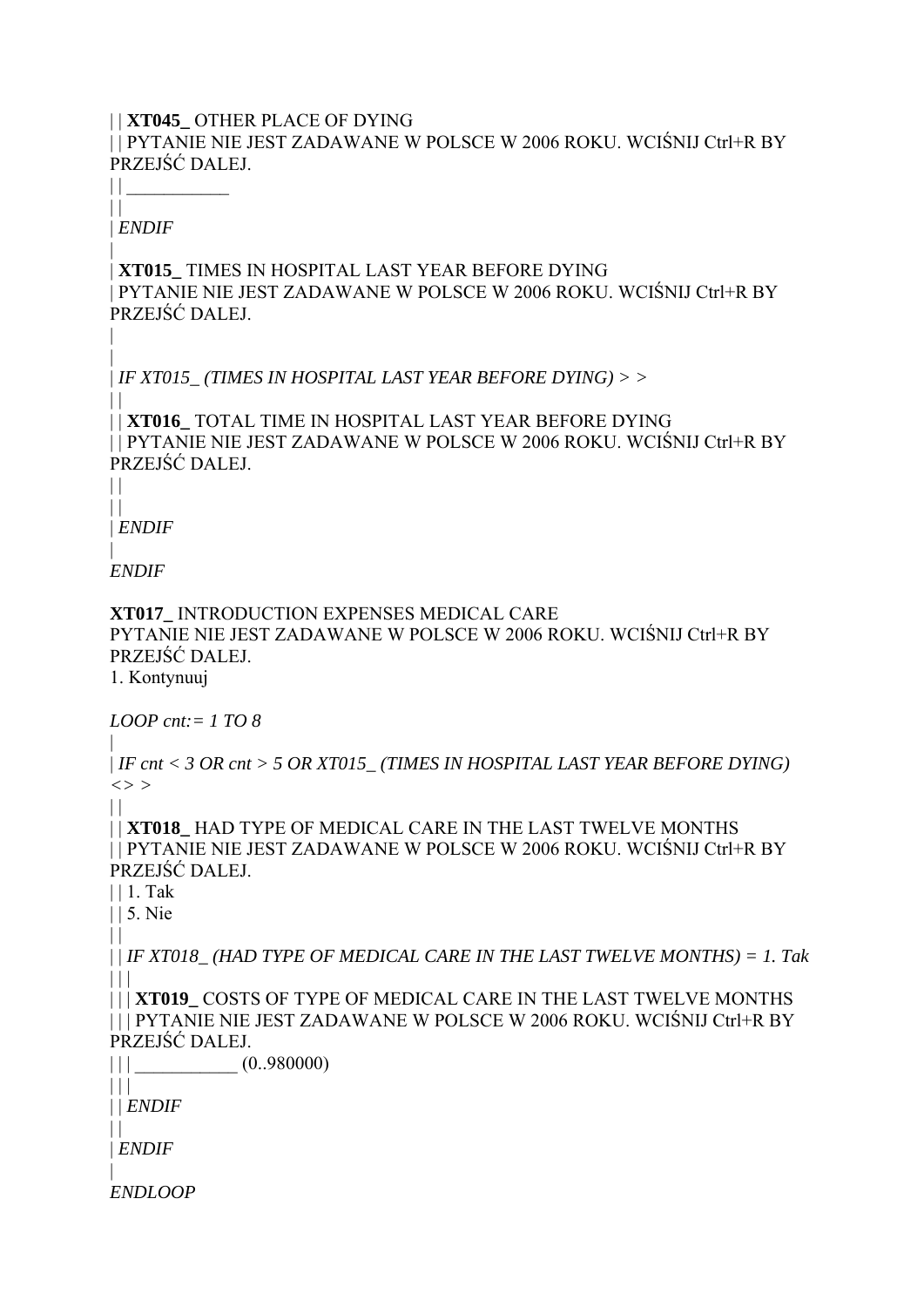| | **XT045_** OTHER PLACE OF DYING
| | PYTANIE NIE JEST ZADAWANE W POLSCE W 2006 ROKU. WCIŚNIJ Ctrl+R BY PRZEJŚĆ DALEJ.
| | ___________
| |
| *ENDIF*
|
| **XT015_** TIMES IN HOSPITAL LAST YEAR BEFORE DYING
| PYTANIE NIE JEST ZADAWANE W POLSCE W 2006 ROKU. WCIŚNIJ Ctrl+R BY PRZEJŚĆ DALEJ.
|
|
| *IF XT015_ (TIMES IN HOSPITAL LAST YEAR BEFORE DYING) > >*
| |
| | **XT016_** TOTAL TIME IN HOSPITAL LAST YEAR BEFORE DYING
| | PYTANIE NIE JEST ZADAWANE W POLSCE W 2006 ROKU. WCIŚNIJ Ctrl+R BY PRZEJŚĆ DALEJ.
| |
| |
| *ENDIF*
|
*ENDIF*

**XT017_** INTRODUCTION EXPENSES MEDICAL CARE
PYTANIE NIE JEST ZADAWANE W POLSCE W 2006 ROKU. WCIŚNIJ Ctrl+R BY PRZEJŚĆ DALEJ.
1. Kontynuuj

*LOOP cnt:= 1 TO 8*
|
| *IF cnt < 3 OR cnt > 5 OR XT015_ (TIMES IN HOSPITAL LAST YEAR BEFORE DYING) <> >*
| |
| | **XT018_** HAD TYPE OF MEDICAL CARE IN THE LAST TWELVE MONTHS
| | PYTANIE NIE JEST ZADAWANE W POLSCE W 2006 ROKU. WCIŚNIJ Ctrl+R BY PRZEJŚĆ DALEJ.
| | 1. Tak
| | 5. Nie
| |
| | *IF XT018_ (HAD TYPE OF MEDICAL CARE IN THE LAST TWELVE MONTHS) = 1. Tak*
| | |
| | | **XT019_** COSTS OF TYPE OF MEDICAL CARE IN THE LAST TWELVE MONTHS
| | | PYTANIE NIE JEST ZADAWANE W POLSCE W 2006 ROKU. WCIŚNIJ Ctrl+R BY PRZEJŚĆ DALEJ.
| | | ___________ (0..980000)
| | |
| | *ENDIF*
| |
| *ENDIF*
|
*ENDLOOP*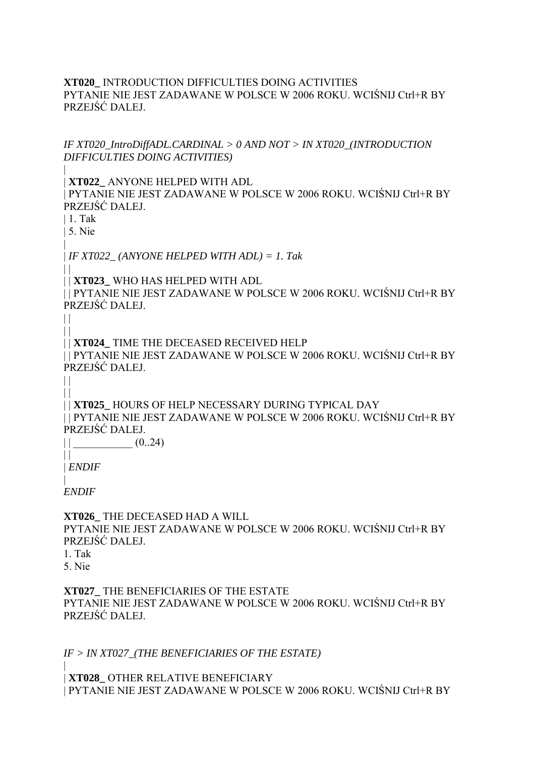**XT020_** INTRODUCTION DIFFICULTIES DOING ACTIVITIES
PYTANIE NIE JEST ZADAWANE W POLSCE W 2006 ROKU. WCIŚNIJ Ctrl+R BY PRZEJŚĆ DALEJ.

*IF XT020_IntroDiffADL.CARDINAL > 0 AND NOT > IN XT020_(INTRODUCTION DIFFICULTIES DOING ACTIVITIES)*
|
| **XT022_** ANYONE HELPED WITH ADL
| PYTANIE NIE JEST ZADAWANE W POLSCE W 2006 ROKU. WCIŚNIJ Ctrl+R BY PRZEJŚĆ DALEJ.
| 1. Tak
| 5. Nie
|
| *IF XT022_ (ANYONE HELPED WITH ADL) = 1. Tak*
| |
| | **XT023_** WHO HAS HELPED WITH ADL
| | PYTANIE NIE JEST ZADAWANE W POLSCE W 2006 ROKU. WCIŚNIJ Ctrl+R BY PRZEJŚĆ DALEJ.
| |
| |
| | **XT024_** TIME THE DECEASED RECEIVED HELP
| | PYTANIE NIE JEST ZADAWANE W POLSCE W 2006 ROKU. WCIŚNIJ Ctrl+R BY PRZEJŚĆ DALEJ.
| |
| |
| | **XT025_** HOURS OF HELP NECESSARY DURING TYPICAL DAY
| | PYTANIE NIE JEST ZADAWANE W POLSCE W 2006 ROKU. WCIŚNIJ Ctrl+R BY PRZEJŚĆ DALEJ.
| | ___________ (0..24)
| |
| *ENDIF*
|
*ENDIF*

**XT026_** THE DECEASED HAD A WILL
PYTANIE NIE JEST ZADAWANE W POLSCE W 2006 ROKU. WCIŚNIJ Ctrl+R BY PRZEJŚĆ DALEJ.
1. Tak
5. Nie

**XT027_** THE BENEFICIARIES OF THE ESTATE
PYTANIE NIE JEST ZADAWANE W POLSCE W 2006 ROKU. WCIŚNIJ Ctrl+R BY PRZEJŚĆ DALEJ.

*IF > IN XT027_(THE BENEFICIARIES OF THE ESTATE)*
|
| **XT028_** OTHER RELATIVE BENEFICIARY
| PYTANIE NIE JEST ZADAWANE W POLSCE W 2006 ROKU. WCIŚNIJ Ctrl+R BY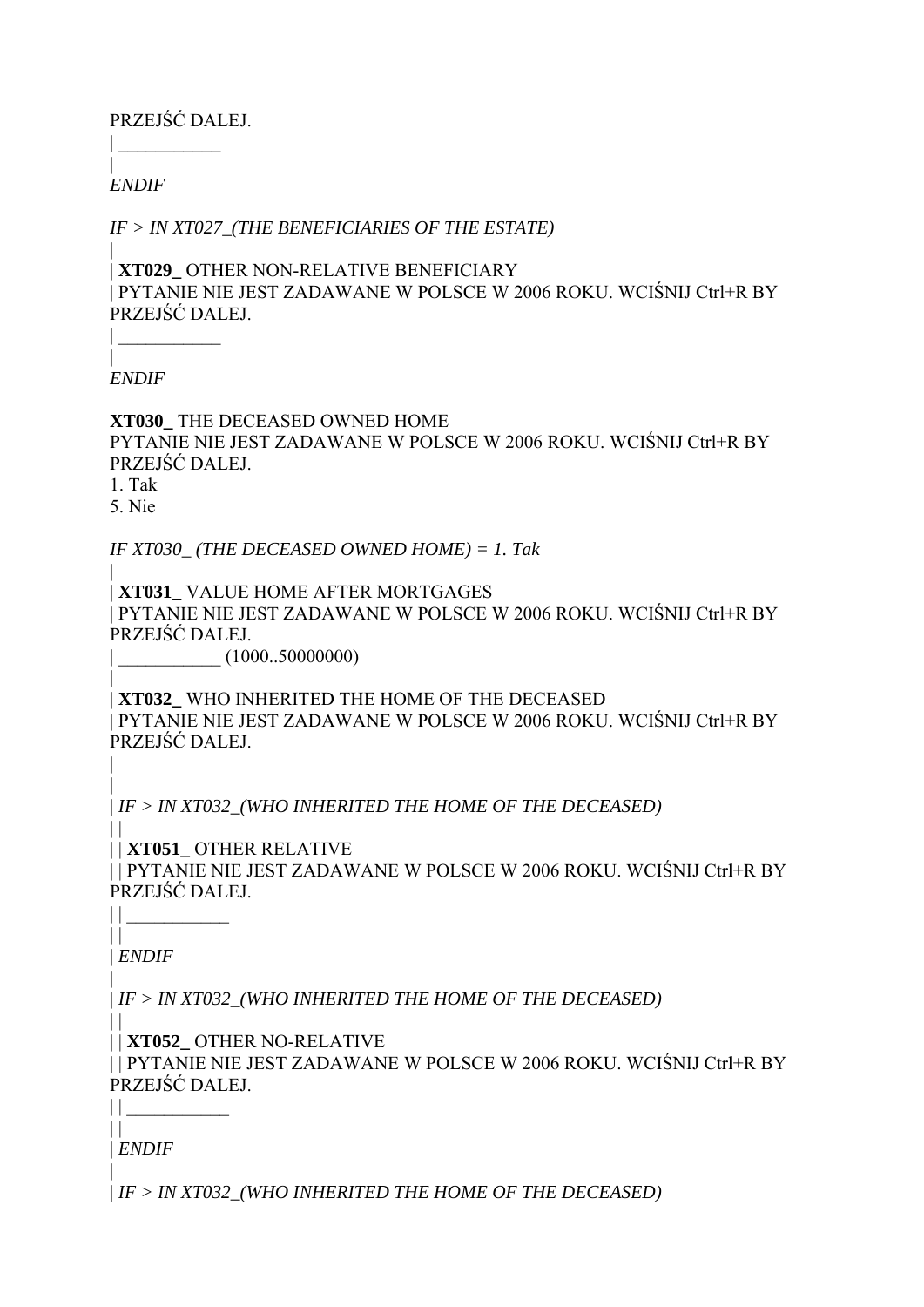PRZEJŚĆ DALEJ.

| ___________

|

*ENDIF*

*IF > IN XT027_(THE BENEFICIARIES OF THE ESTATE)*

|

| **XT029_** OTHER NON-RELATIVE BENEFICIARY

| PYTANIE NIE JEST ZADAWANE W POLSCE W 2006 ROKU. WCIŚNIJ Ctrl+R BY PRZEJŚĆ DALEJ.

| ___________

|

*ENDIF*

**XT030_** THE DECEASED OWNED HOME

PYTANIE NIE JEST ZADAWANE W POLSCE W 2006 ROKU. WCIŚNIJ Ctrl+R BY PRZEJŚĆ DALEJ.

1. Tak
5. Nie

*IF XT030_ (THE DECEASED OWNED HOME) = 1. Tak*

|

| **XT031_** VALUE HOME AFTER MORTGAGES

| PYTANIE NIE JEST ZADAWANE W POLSCE W 2006 ROKU. WCIŚNIJ Ctrl+R BY PRZEJŚĆ DALEJ.

| ___________ (1000..50000000)

|

| **XT032_** WHO INHERITED THE HOME OF THE DECEASED

| PYTANIE NIE JEST ZADAWANE W POLSCE W 2006 ROKU. WCIŚNIJ Ctrl+R BY PRZEJŚĆ DALEJ.

|

|

| *IF > IN XT032_(WHO INHERITED THE HOME OF THE DECEASED)*

| |

| | **XT051_** OTHER RELATIVE

| | PYTANIE NIE JEST ZADAWANE W POLSCE W 2006 ROKU. WCIŚNIJ Ctrl+R BY PRZEJŚĆ DALEJ.

| | ___________

| |

| *ENDIF*

|

| *IF > IN XT032_(WHO INHERITED THE HOME OF THE DECEASED)*

| |

| | **XT052_** OTHER NO-RELATIVE

| | PYTANIE NIE JEST ZADAWANE W POLSCE W 2006 ROKU. WCIŚNIJ Ctrl+R BY PRZEJŚĆ DALEJ.

| | ___________

| |

| *ENDIF*

|

| *IF > IN XT032_(WHO INHERITED THE HOME OF THE DECEASED)*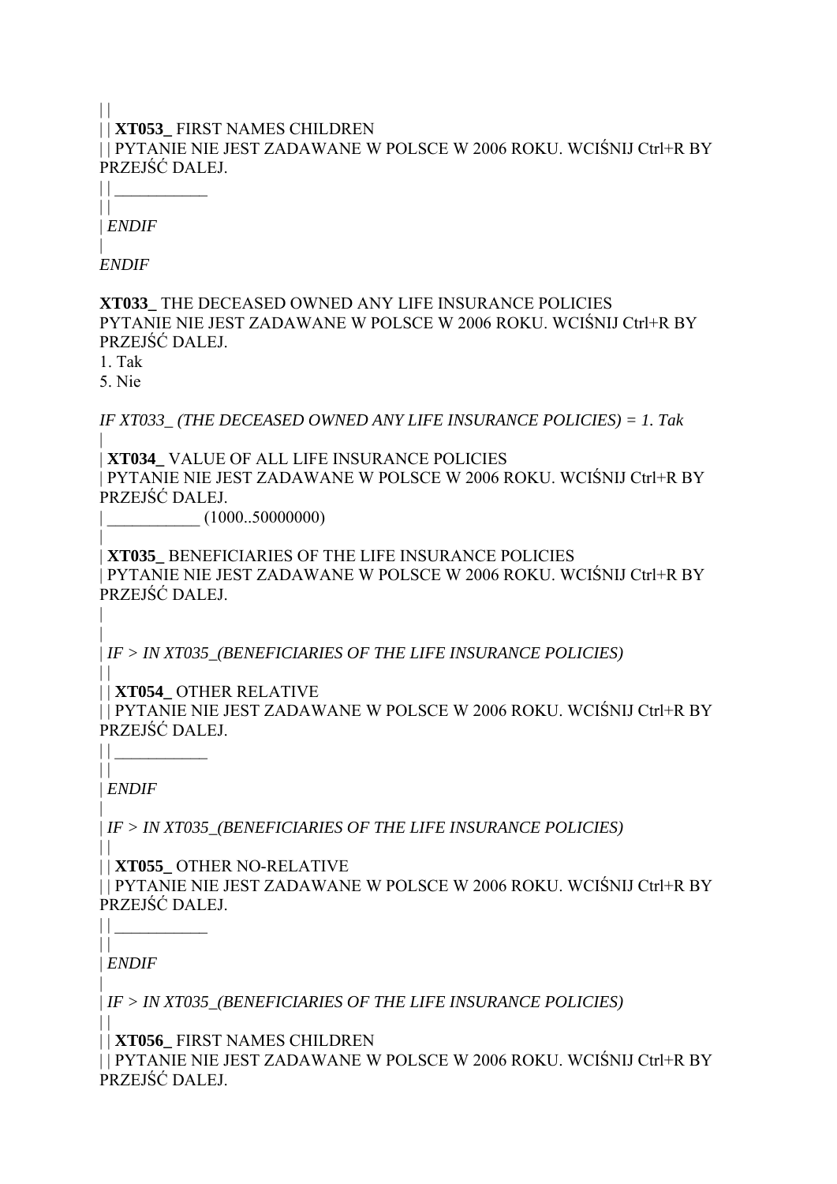| |
| | **XT053_** FIRST NAMES CHILDREN
| | PYTANIE NIE JEST ZADAWANE W POLSCE W 2006 ROKU. WCIŚNIJ Ctrl+R BY PRZEJŚĆ DALEJ.
| | ___________
| |
| *ENDIF*
|
*ENDIF*

**XT033_** THE DECEASED OWNED ANY LIFE INSURANCE POLICIES
PYTANIE NIE JEST ZADAWANE W POLSCE W 2006 ROKU. WCIŚNIJ Ctrl+R BY PRZEJŚĆ DALEJ.
1. Tak
5. Nie

*IF XT033_ (THE DECEASED OWNED ANY LIFE INSURANCE POLICIES) = 1. Tak*
|
| **XT034_** VALUE OF ALL LIFE INSURANCE POLICIES
| PYTANIE NIE JEST ZADAWANE W POLSCE W 2006 ROKU. WCIŚNIJ Ctrl+R BY PRZEJŚĆ DALEJ.
| ___________ (1000..50000000)
|
| **XT035_** BENEFICIARIES OF THE LIFE INSURANCE POLICIES
| PYTANIE NIE JEST ZADAWANE W POLSCE W 2006 ROKU. WCIŚNIJ Ctrl+R BY PRZEJŚĆ DALEJ.
|
|
| *IF > IN XT035_(BENEFICIARIES OF THE LIFE INSURANCE POLICIES)*
| |
| | **XT054_** OTHER RELATIVE
| | PYTANIE NIE JEST ZADAWANE W POLSCE W 2006 ROKU. WCIŚNIJ Ctrl+R BY PRZEJŚĆ DALEJ.
| | ___________
| |
| *ENDIF*
|
| *IF > IN XT035_(BENEFICIARIES OF THE LIFE INSURANCE POLICIES)*
| |
| | **XT055_** OTHER NO-RELATIVE
| | PYTANIE NIE JEST ZADAWANE W POLSCE W 2006 ROKU. WCIŚNIJ Ctrl+R BY PRZEJŚĆ DALEJ.
| | ___________
| |
| *ENDIF*
|
| *IF > IN XT035_(BENEFICIARIES OF THE LIFE INSURANCE POLICIES)*
| |
| | **XT056_** FIRST NAMES CHILDREN
| | PYTANIE NIE JEST ZADAWANE W POLSCE W 2006 ROKU. WCIŚNIJ Ctrl+R BY PRZEJŚĆ DALEJ.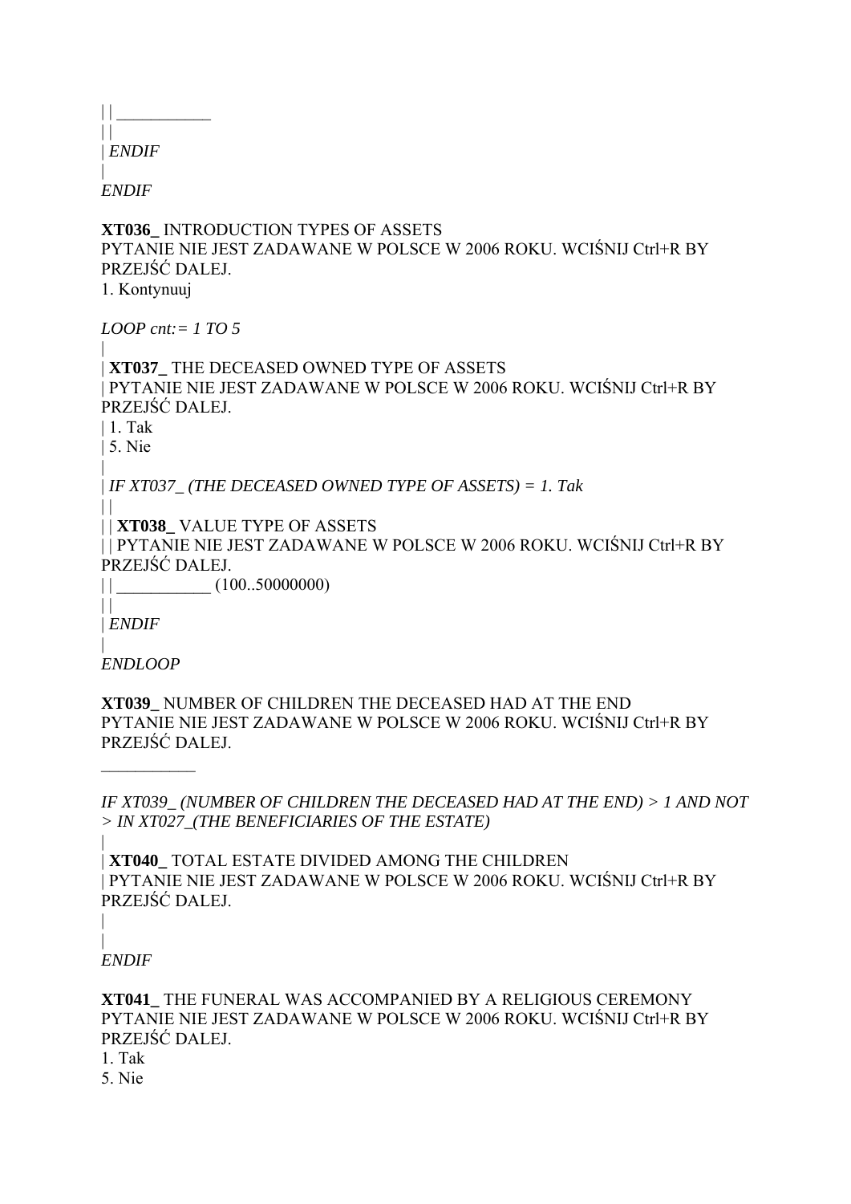| | ___________
| |
| *ENDIF*
|
*ENDIF*

**XT036_** INTRODUCTION TYPES OF ASSETS
PYTANIE NIE JEST ZADAWANE W POLSCE W 2006 ROKU. WCIŚNIJ Ctrl+R BY PRZEJŚĆ DALEJ.
1. Kontynuuj

*LOOP cnt:= 1 TO 5*
|
| **XT037_** THE DECEASED OWNED TYPE OF ASSETS
| PYTANIE NIE JEST ZADAWANE W POLSCE W 2006 ROKU. WCIŚNIJ Ctrl+R BY PRZEJŚĆ DALEJ.
| 1. Tak
| 5. Nie
|
| *IF XT037_ (THE DECEASED OWNED TYPE OF ASSETS) = 1. Tak*
| |
| | **XT038_** VALUE TYPE OF ASSETS
| | PYTANIE NIE JEST ZADAWANE W POLSCE W 2006 ROKU. WCIŚNIJ Ctrl+R BY PRZEJŚĆ DALEJ.
| | ___________ (100..50000000)
| |
| *ENDIF*
|
*ENDLOOP*

**XT039_** NUMBER OF CHILDREN THE DECEASED HAD AT THE END
PYTANIE NIE JEST ZADAWANE W POLSCE W 2006 ROKU. WCIŚNIJ Ctrl+R BY PRZEJŚĆ DALEJ.

___________

*IF XT039_ (NUMBER OF CHILDREN THE DECEASED HAD AT THE END) > 1 AND NOT > IN XT027_(THE BENEFICIARIES OF THE ESTATE)*
|
| **XT040_** TOTAL ESTATE DIVIDED AMONG THE CHILDREN
| PYTANIE NIE JEST ZADAWANE W POLSCE W 2006 ROKU. WCIŚNIJ Ctrl+R BY PRZEJŚĆ DALEJ.
|
|
*ENDIF*

**XT041_** THE FUNERAL WAS ACCOMPANIED BY A RELIGIOUS CEREMONY
PYTANIE NIE JEST ZADAWANE W POLSCE W 2006 ROKU. WCIŚNIJ Ctrl+R BY PRZEJŚĆ DALEJ.
1. Tak
5. Nie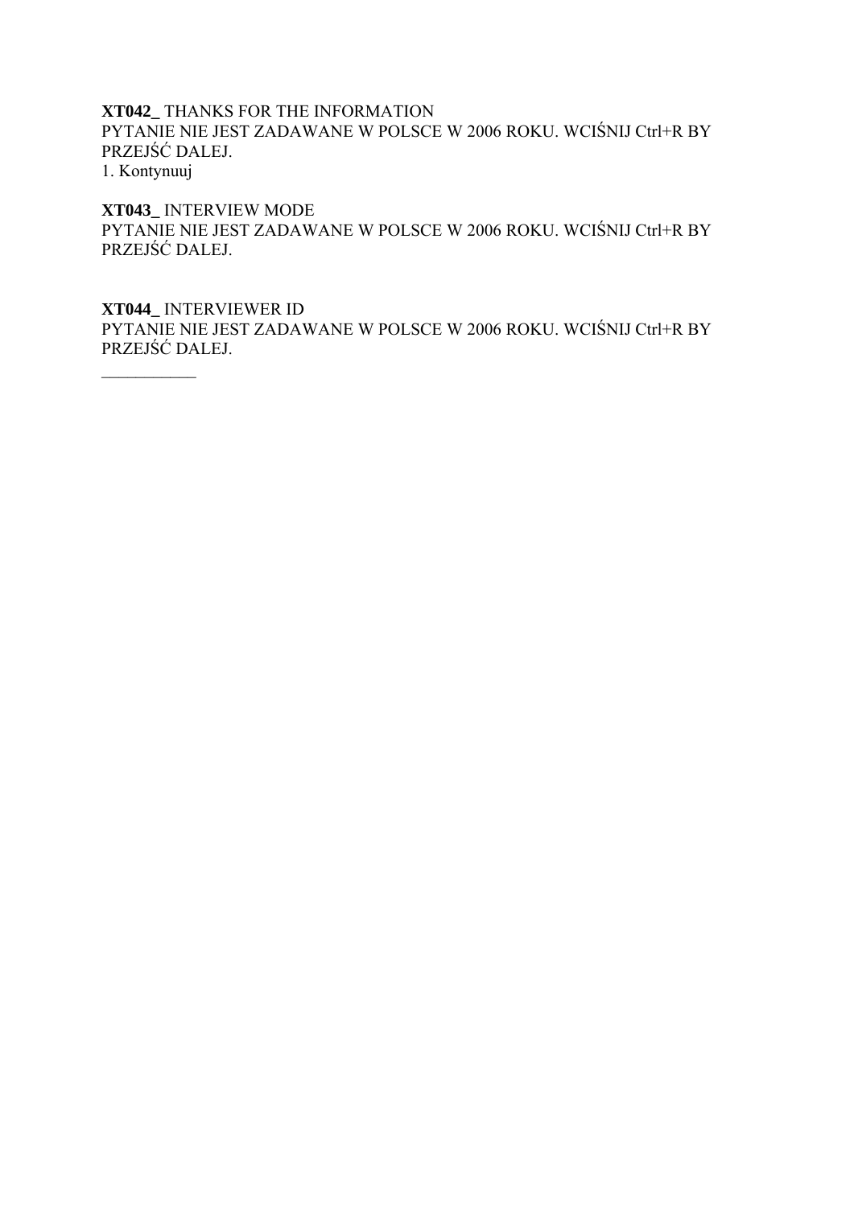**XT042_** THANKS FOR THE INFORMATION
PYTANIE NIE JEST ZADAWANE W POLSCE W 2006 ROKU. WCIŚNIJ Ctrl+R BY PRZEJŚĆ DALEJ.
1. Kontynuuj

**XT043_** INTERVIEW MODE
PYTANIE NIE JEST ZADAWANE W POLSCE W 2006 ROKU. WCIŚNIJ Ctrl+R BY PRZEJŚĆ DALEJ.

**XT044_** INTERVIEWER ID
PYTANIE NIE JEST ZADAWANE W POLSCE W 2006 ROKU. WCIŚNIJ Ctrl+R BY PRZEJŚĆ DALEJ.

___________